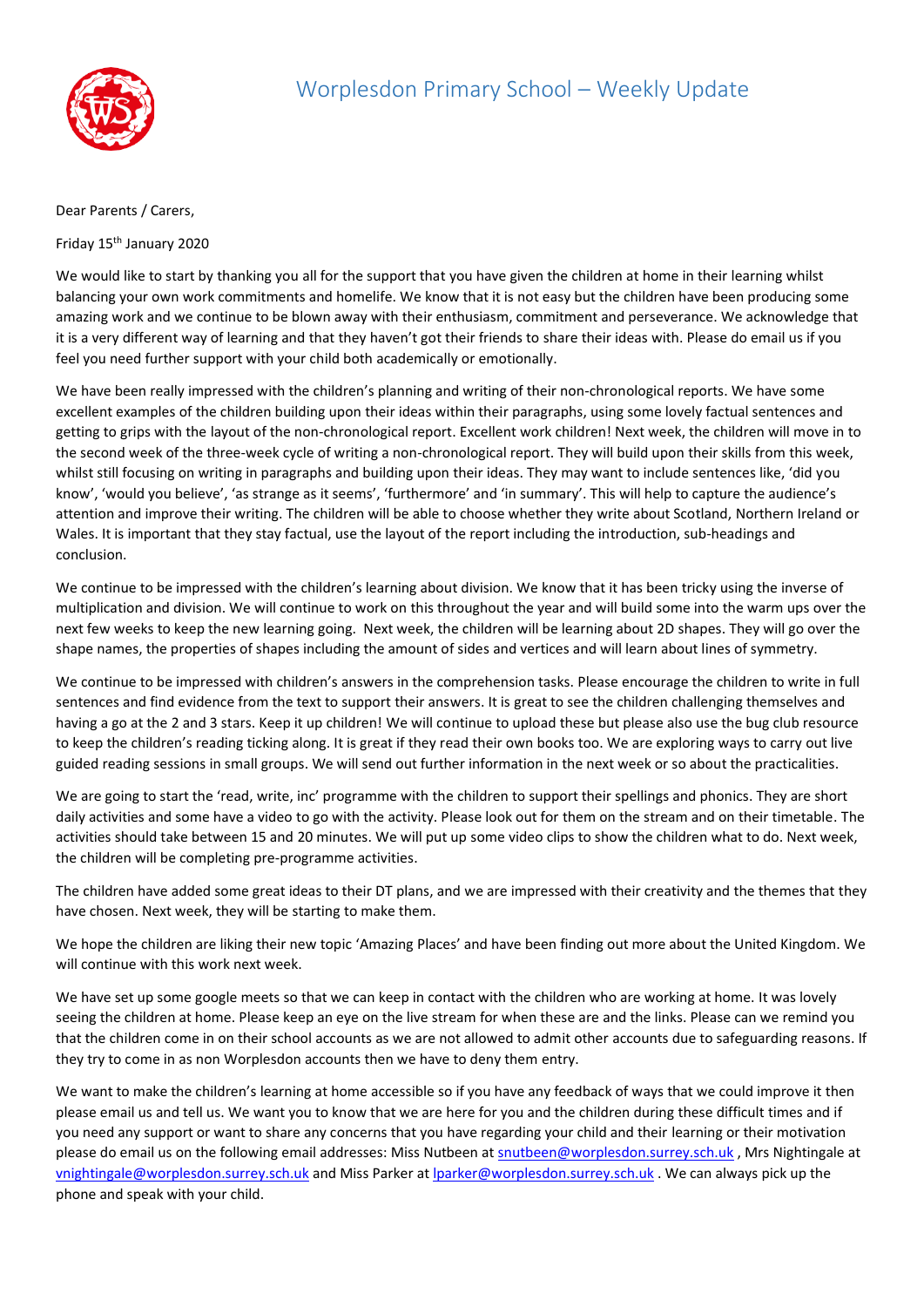# Worplesdon Primary School – Weekly Update

Dear Parents / Carers,

Friday 15th January 2020

We would like to start by thanking you all for the support that you have given the children at home in their learning whilst balancing your own work commitments and homelife. We know that it is not easy but the children have been producing some amazing work and we continue to be blown away with their enthusiasm, commitment and perseverance. We acknowledge that it is a very different way of learning and that they haven't got their friends to share their ideas with. Please do email us if you feel you need further support with your child both academically or emotionally.

We have been really impressed with the children's planning and writing of their non-chronological reports. We have some excellent examples of the children building upon their ideas within their paragraphs, using some lovely factual sentences and getting to grips with the layout of the non-chronological report. Excellent work children! Next week, the children will move in to the second week of the three-week cycle of writing a non-chronological report. They will build upon their skills from this week, whilst still focusing on writing in paragraphs and building upon their ideas. They may want to include sentences like, 'did you know', 'would you believe', 'as strange as it seems', 'furthermore' and 'in summary'. This will help to capture the audience's attention and improve their writing. The children will be able to choose whether they write about Scotland, Northern Ireland or Wales. It is important that they stay factual, use the layout of the report including the introduction, sub-headings and conclusion.

We continue to be impressed with the children's learning about division. We know that it has been tricky using the inverse of multiplication and division. We will continue to work on this throughout the year and will build some into the warm ups over the next few weeks to keep the new learning going. Next week, the children will be learning about 2D shapes. They will go over the shape names, the properties of shapes including the amount of sides and vertices and will learn about lines of symmetry.

We continue to be impressed with children's answers in the comprehension tasks. Please encourage the children to write in full sentences and find evidence from the text to support their answers. It is great to see the children challenging themselves and having a go at the 2 and 3 stars. Keep it up children! We will continue to upload these but please also use the bug club resource to keep the children's reading ticking along. It is great if they read their own books too. We are exploring ways to carry out live guided reading sessions in small groups. We will send out further information in the next week or so about the practicalities.

We are going to start the 'read, write, inc' programme with the children to support their spellings and phonics. They are short daily activities and some have a video to go with the activity. Please look out for them on the stream and on their timetable. The activities should take between 15 and 20 minutes. We will put up some video clips to show the children what to do. Next week, the children will be completing pre-programme activities.

The children have added some great ideas to their DT plans, and we are impressed with their creativity and the themes that they have chosen. Next week, they will be starting to make them.

We hope the children are liking their new topic 'Amazing Places' and have been finding out more about the United Kingdom. We will continue with this work next week.

We have set up some google meets so that we can keep in contact with the children who are working at home. It was lovely seeing the children at home. Please keep an eye on the live stream for when these are and the links. Please can we remind you that the children come in on their school accounts as we are not allowed to admit other accounts due to safeguarding reasons. If they try to come in as non Worplesdon accounts then we have to deny them entry.

We want to make the children's learning at home accessible so if you have any feedback of ways that we could improve it then please email us and tell us. We want you to know that we are here for you and the children during these difficult times and if you need any support or want to share any concerns that you have regarding your child and their learning or their motivation please do email us on the following email addresses: Miss Nutbeen at snutbeen@worplesdon.surrey.sch.uk , Mrs Nightingale at vnightingale@worplesdon.surrey.sch.uk and Miss Parker at lparker@worplesdon.surrey.sch.uk . We can always pick up the phone and speak with your child.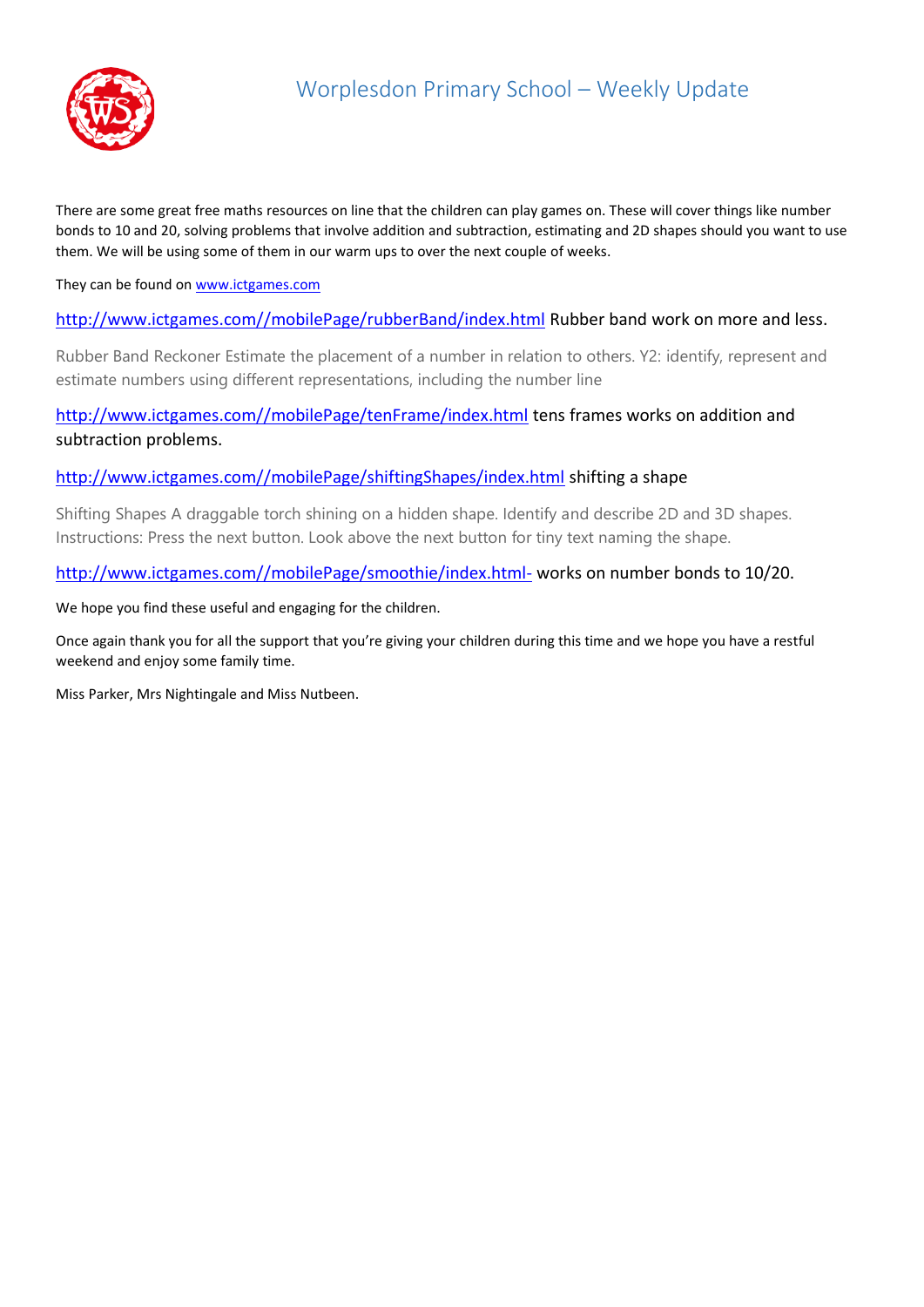# Worplesdon Primary School – Weekly Update

There are some great free maths resources on line that the children can play games on. These will cover things like number bonds to 10 and 20, solving problems that involve addition and subtraction, estimating and 2D shapes should you want to use them. We will be using some of them in our warm ups to over the next couple of weeks.

They can be found on www.ictgames.com

http://www.ictgames.com//mobilePage/rubberBand/index.html Rubber band work on more and less.

Rubber Band Reckoner Estimate the placement of a number in relation to others. Y2: identify, represent and estimate numbers using different representations, including the number line

http://www.ictgames.com//mobilePage/tenFrame/index.html tens frames works on addition and subtraction problems.

http://www.ictgames.com//mobilePage/shiftingShapes/index.html shifting a shape

Shifting Shapes A draggable torch shining on a hidden shape. Identify and describe 2D and 3D shapes. Instructions: Press the next button. Look above the next button for tiny text naming the shape.

http://www.ictgames.com//mobilePage/smoothie/index.html- works on number bonds to 10/20.

We hope you find these useful and engaging for the children.

Once again thank you for all the support that you're giving your children during this time and we hope you have a restful weekend and enjoy some family time.

Miss Parker, Mrs Nightingale and Miss Nutbeen.